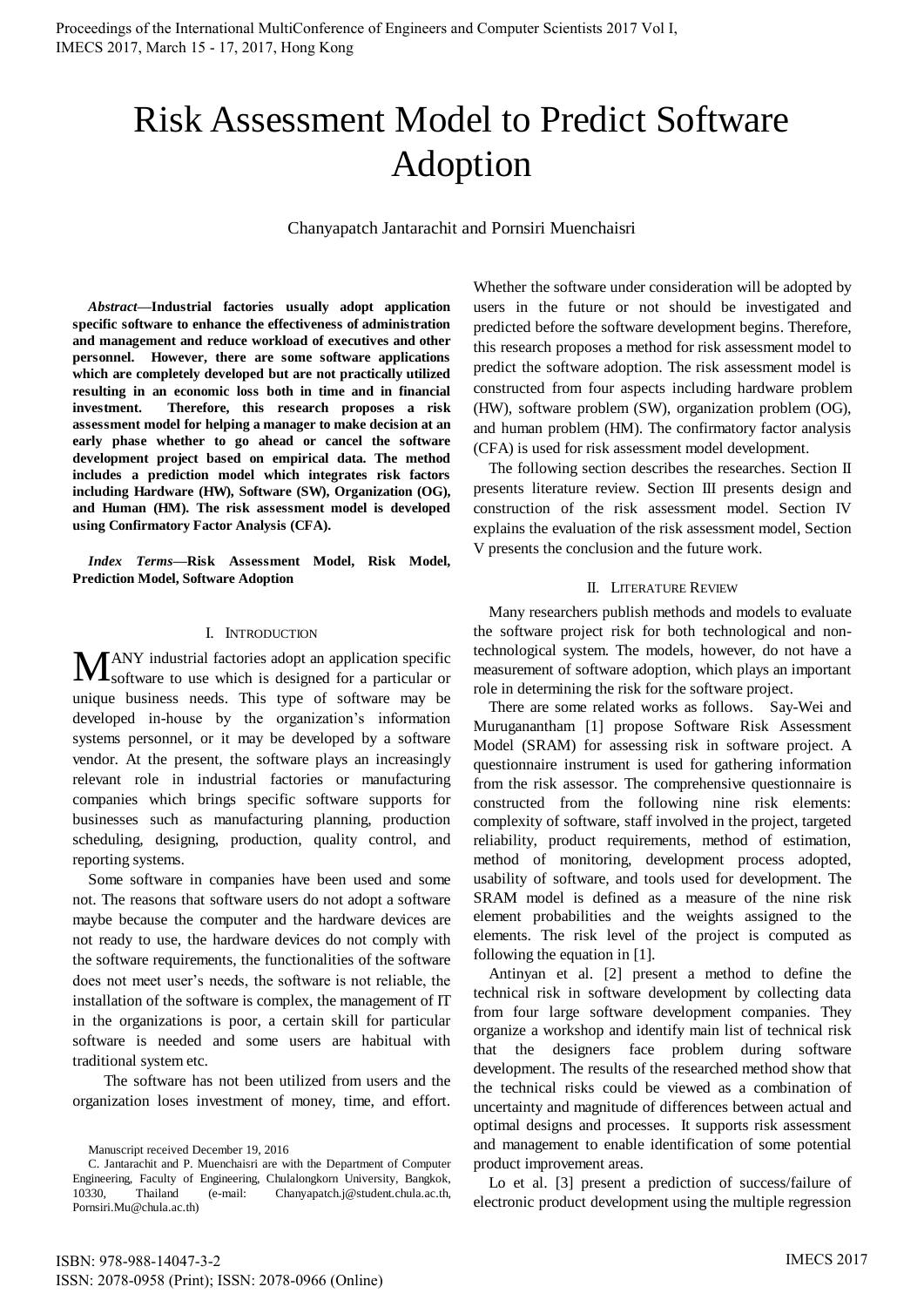# Risk Assessment Model to Predict Software Adoption

Chanyapatch Jantarachit and Pornsiri Muenchaisri

***Abstract*—Industrial factories usually adopt application specific software to enhance the effectiveness of administration and management and reduce workload of executives and other personnel. However, there are some software applications which are completely developed but are not practically utilized resulting in an economic loss both in time and in financial investment. Therefore, this research proposes a risk assessment model for helping a manager to make decision at an early phase whether to go ahead or cancel the software development project based on empirical data. The method includes a prediction model which integrates risk factors including Hardware (HW), Software (SW), Organization (OG), and Human (HM). The risk assessment model is developed using Confirmatory Factor Analysis (CFA).**

***Index Terms*—Risk Assessment Model, Risk Model, Prediction Model, Software Adoption**

## I. Introduction

MANY industrial factories adopt an application specific software to use which is designed for a particular or unique business needs. This type of software may be developed in-house by the organization's information systems personnel, or it may be developed by a software vendor. At the present, the software plays an increasingly relevant role in industrial factories or manufacturing companies which brings specific software supports for businesses such as manufacturing planning, production scheduling, designing, production, quality control, and reporting systems.

Some software in companies have been used and some not. The reasons that software users do not adopt a software maybe because the computer and the hardware devices are not ready to use, the hardware devices do not comply with the software requirements, the functionalities of the software does not meet user's needs, the software is not reliable, the installation of the software is complex, the management of IT in the organizations is poor, a certain skill for particular software is needed and some users are habitual with traditional system etc.

The software has not been utilized from users and the organization loses investment of money, time, and effort. Whether the software under consideration will be adopted by users in the future or not should be investigated and predicted before the software development begins. Therefore, this research proposes a method for risk assessment model to predict the software adoption. The risk assessment model is constructed from four aspects including hardware problem (HW), software problem (SW), organization problem (OG), and human problem (HM). The confirmatory factor analysis (CFA) is used for risk assessment model development.

The following section describes the researches. Section II presents literature review. Section III presents design and construction of the risk assessment model. Section IV explains the evaluation of the risk assessment model, Section V presents the conclusion and the future work.

## II. Literature Review

Many researchers publish methods and models to evaluate the software project risk for both technological and non-technological system. The models, however, do not have a measurement of software adoption, which plays an important role in determining the risk for the software project.

There are some related works as follows. Say-Wei and Muruganantham [1] propose Software Risk Assessment Model (SRAM) for assessing risk in software project. A questionnaire instrument is used for gathering information from the risk assessor. The comprehensive questionnaire is constructed from the following nine risk elements: complexity of software, staff involved in the project, targeted reliability, product requirements, method of estimation, method of monitoring, development process adopted, usability of software, and tools used for development. The SRAM model is defined as a measure of the nine risk element probabilities and the weights assigned to the elements. The risk level of the project is computed as following the equation in [1].

Antinyan et al. [2] present a method to define the technical risk in software development by collecting data from four large software development companies. They organize a workshop and identify main list of technical risk that the designers face problem during software development. The results of the researched method show that the technical risks could be viewed as a combination of uncertainty and magnitude of differences between actual and optimal designs and processes. It supports risk assessment and management to enable identification of some potential product improvement areas.

Lo et al. [3] present a prediction of success/failure of electronic product development using the multiple regression

Manuscript received December 19, 2016

C. Jantarachit and P. Muenchaisri are with the Department of Computer Engineering, Faculty of Engineering, Chulalongkorn University, Bangkok, 10330, Thailand (e-mail: Chanyapatch.j@student.chula.ac.th, Pornsiri.Mu@chula.ac.th)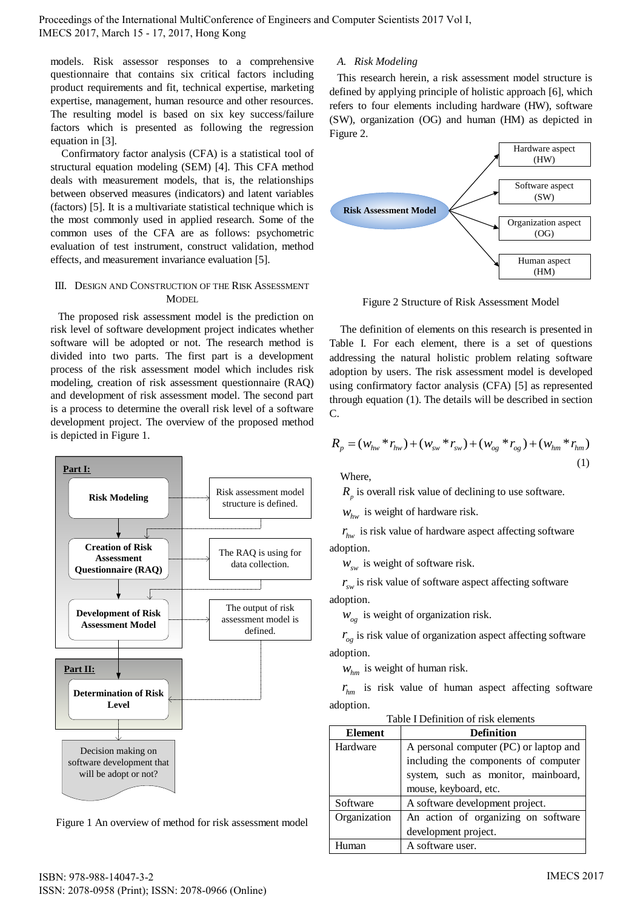models. Risk assessor responses to a comprehensive questionnaire that contains six critical factors including product requirements and fit, technical expertise, marketing expertise, management, human resource and other resources. The resulting model is based on six key success/failure factors which is presented as following the regression equation in [3].

Confirmatory factor analysis (CFA) is a statistical tool of structural equation modeling (SEM) [4]. This CFA method deals with measurement models, that is, the relationships between observed measures (indicators) and latent variables (factors) [5]. It is a multivariate statistical technique which is the most commonly used in applied research. Some of the common uses of the CFA are as follows: psychometric evaluation of test instrument, construct validation, method effects, and measurement invariance evaluation [5].

## III. Design and Construction of the Risk Assessment Model

The proposed risk assessment model is the prediction on risk level of software development project indicates whether software will be adopted or not. The research method is divided into two parts. The first part is a development process of the risk assessment model which includes risk modeling, creation of risk assessment questionnaire (RAQ) and development of risk assessment model. The second part is a process to determine the overall risk level of a software development project. The overview of the proposed method is depicted in Figure 1.

**Part I:**

- **Risk Modeling** → Risk assessment model structure is defined.
- **Creation of Risk Assessment Questionnaire (RAQ)** → The RAQ is using for data collection.
- **Development of Risk Assessment Model** → The output of risk assessment model is defined.

**Part II:**

- **Determination of Risk Level**

Decision making on software development that will be adopt or not?

Figure 1 An overview of method for risk assessment model

### A. Risk Modeling

This research herein, a risk assessment model structure is defined by applying principle of holistic approach [6], which refers to four elements including hardware (HW), software (SW), organization (OG) and human (HM) as depicted in Figure 2.

**Risk Assessment Model** → Hardware aspect (HW); Software aspect (SW); Organization aspect (OG); Human aspect (HM)

Figure 2 Structure of Risk Assessment Model

The definition of elements on this research is presented in Table I. For each element, there is a set of questions addressing the natural holistic problem relating software adoption by users. The risk assessment model is developed using confirmatory factor analysis (CFA) [5] as represented through equation (1). The details will be described in section C.

$$R_p = (w_{hw} * r_{hw}) + (w_{sw} * r_{sw}) + (w_{og} * r_{og}) + (w_{hm} * r_{hm}) \quad (1)$$

Where,

$R_p$ is overall risk value of declining to use software.

$w_{hw}$ is weight of hardware risk.

$r_{hw}$ is risk value of hardware aspect affecting software adoption.

$w_{sw}$ is weight of software risk.

$r_{sw}$ is risk value of software aspect affecting software adoption.

$w_{og}$ is weight of organization risk.

$r_{og}$ is risk value of organization aspect affecting software adoption.

$w_{hm}$ is weight of human risk.

$r_{hm}$ is risk value of human aspect affecting software adoption.

Table I Definition of risk elements

| Element | Definition |
|---|---|
| Hardware | A personal computer (PC) or laptop and including the components of computer system, such as monitor, mainboard, mouse, keyboard, etc. |
| Software | A software development project. |
| Organization | An action of organizing on software development project. |
| Human | A software user. |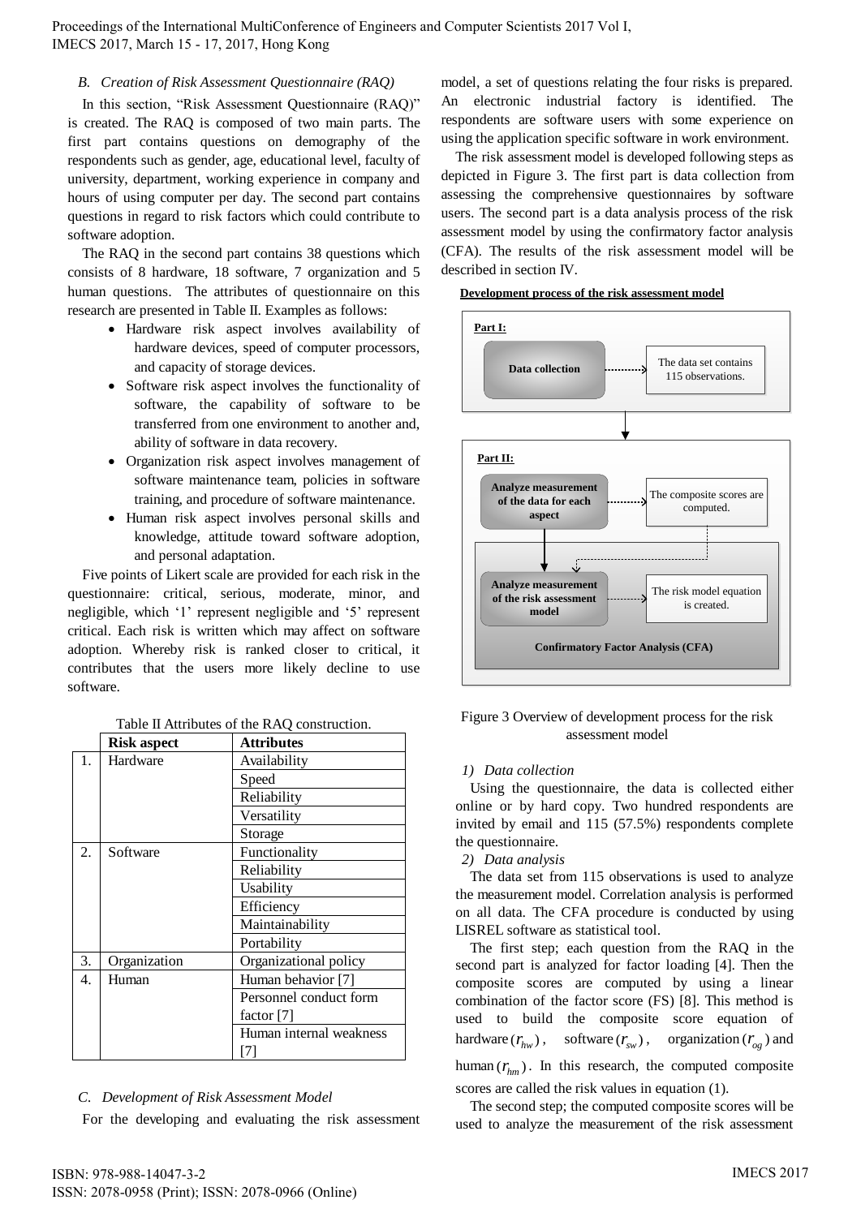### B. Creation of Risk Assessment Questionnaire (RAQ)

In this section, "Risk Assessment Questionnaire (RAQ)" is created. The RAQ is composed of two main parts. The first part contains questions on demography of the respondents such as gender, age, educational level, faculty of university, department, working experience in company and hours of using computer per day. The second part contains questions in regard to risk factors which could contribute to software adoption.

The RAQ in the second part contains 38 questions which consists of 8 hardware, 18 software, 7 organization and 5 human questions. The attributes of questionnaire on this research are presented in Table II. Examples as follows:

- Hardware risk aspect involves availability of hardware devices, speed of computer processors, and capacity of storage devices.
- Software risk aspect involves the functionality of software, the capability of software to be transferred from one environment to another and, ability of software in data recovery.
- Organization risk aspect involves management of software maintenance team, policies in software training, and procedure of software maintenance.
- Human risk aspect involves personal skills and knowledge, attitude toward software adoption, and personal adaptation.

Five points of Likert scale are provided for each risk in the questionnaire: critical, serious, moderate, minor, and negligible, which '1' represent negligible and '5' represent critical. Each risk is written which may affect on software adoption. Whereby risk is ranked closer to critical, it contributes that the users more likely decline to use software.

Table II Attributes of the RAQ construction.

| | Risk aspect | Attributes |
|---|---|---|
| 1. | Hardware | Availability |
| | | Speed |
| | | Reliability |
| | | Versatility |
| | | Storage |
| 2. | Software | Functionality |
| | | Reliability |
| | | Usability |
| | | Efficiency |
| | | Maintainability |
| | | Portability |
| 3. | Organization | Organizational policy |
| 4. | Human | Human behavior [7] |
| | | Personnel conduct form factor [7] |
| | | Human internal weakness [7] |

### C. Development of Risk Assessment Model

For the developing and evaluating the risk assessment model, a set of questions relating the four risks is prepared. An electronic industrial factory is identified. The respondents are software users with some experience on using the application specific software in work environment.

The risk assessment model is developed following steps as depicted in Figure 3. The first part is data collection from assessing the comprehensive questionnaires by software users. The second part is a data analysis process of the risk assessment model by using the confirmatory factor analysis (CFA). The results of the risk assessment model will be described in section IV.

**Development process of the risk assessment model**

Part I:

Data collection

The data set contains 115 observations.

Part II:

Analyze measurement of the data for each aspect

The composite scores are computed.

Analyze measurement of the risk assessment model

The risk model equation is created.

Confirmatory Factor Analysis (CFA)

Figure 3 Overview of development process for the risk assessment model

#### 1) Data collection

Using the questionnaire, the data is collected either online or by hard copy. Two hundred respondents are invited by email and 115 (57.5%) respondents complete the questionnaire.

#### 2) Data analysis

The data set from 115 observations is used to analyze the measurement model. Correlation analysis is performed on all data. The CFA procedure is conducted by using LISREL software as statistical tool.

The first step; each question from the RAQ in the second part is analyzed for factor loading [4]. Then the composite scores are computed by using a linear combination of the factor score (FS) [8]. This method is used to build the composite score equation of hardware $(r_{hw})$, software $(r_{sw})$, organization $(r_{og})$ and human $(r_{hm})$. In this research, the computed composite scores are called the risk values in equation (1).

The second step; the computed composite scores will be used to analyze the measurement of the risk assessment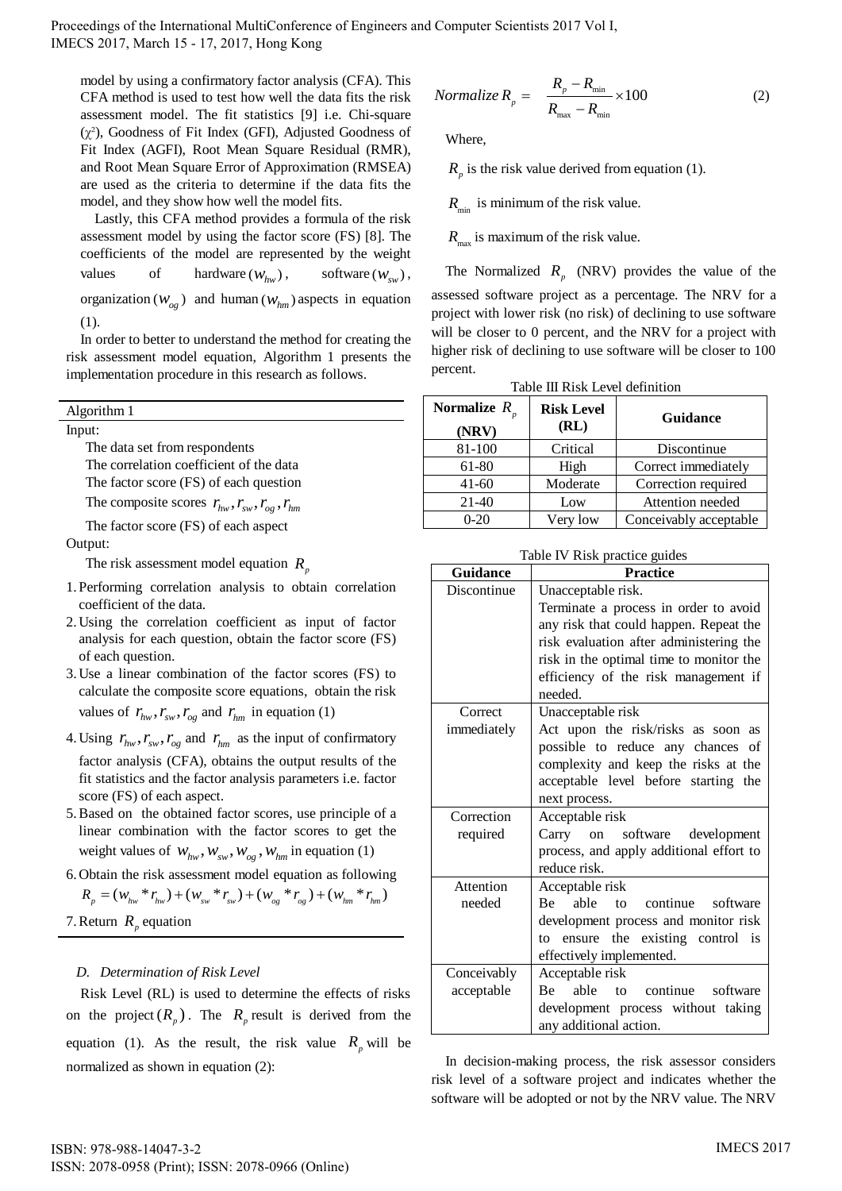model by using a confirmatory factor analysis (CFA). This CFA method is used to test how well the data fits the risk assessment model. The fit statistics [9] i.e. Chi-square ($\chi^2$), Goodness of Fit Index (GFI), Adjusted Goodness of Fit Index (AGFI), Root Mean Square Residual (RMR), and Root Mean Square Error of Approximation (RMSEA) are used as the criteria to determine if the data fits the model, and they show how well the model fits.

Lastly, this CFA method provides a formula of the risk assessment model by using the factor score (FS) [8]. The coefficients of the model are represented by the weight values of hardware $(w_{hw})$, software $(w_{sw})$, organization $(w_{og})$ and human $(w_{hm})$ aspects in equation (1).

In order to better to understand the method for creating the risk assessment model equation, Algorithm 1 presents the implementation procedure in this research as follows.

---

Algorithm 1

Input:

- The data set from respondents
- The correlation coefficient of the data
- The factor score (FS) of each question
- The composite scores $r_{hw}, r_{sw}, r_{og}, r_{hm}$
- The factor score (FS) of each aspect

Output:

- The risk assessment model equation $R_p$

1. Performing correlation analysis to obtain correlation coefficient of the data.
2. Using the correlation coefficient as input of factor analysis for each question, obtain the factor score (FS) of each question.
3. Use a linear combination of the factor scores (FS) to calculate the composite score equations, obtain the risk values of $r_{hw}, r_{sw}, r_{og}$ and $r_{hm}$ in equation (1)
4. Using $r_{hw}, r_{sw}, r_{og}$ and $r_{hm}$ as the input of confirmatory factor analysis (CFA), obtains the output results of the fit statistics and the factor analysis parameters i.e. factor score (FS) of each aspect.
5. Based on the obtained factor scores, use principle of a linear combination with the factor scores to get the weight values of $w_{hw}, w_{sw}, w_{og}, w_{hm}$ in equation (1)
6. Obtain the risk assessment model equation as following $R_p = (w_{hw} * r_{hw}) + (w_{sw} * r_{sw}) + (w_{og} * r_{og}) + (w_{hm} * r_{hm})$
7. Return $R_p$ equation

---

### D. Determination of Risk Level

Risk Level (RL) is used to determine the effects of risks on the project $(R_p)$. The $R_p$ result is derived from the equation (1). As the result, the risk value $R_p$ will be normalized as shown in equation (2):

$$Normalize\, R_p = \frac{R_p - R_{\min}}{R_{\max} - R_{\min}} \times 100 \tag{2}$$

Where,

$R_p$ is the risk value derived from equation (1).

$R_{\min}$ is minimum of the risk value.

$R_{\max}$ is maximum of the risk value.

The Normalized $R_p$ (NRV) provides the value of the assessed software project as a percentage. The NRV for a project with lower risk (no risk) of declining to use software will be closer to 0 percent, and the NRV for a project with higher risk of declining to use software will be closer to 100 percent.

Table III Risk Level definition

| Normalize $R_p$ (NRV) | Risk Level (RL) | Guidance |
|---|---|---|
| 81-100 | Critical | Discontinue |
| 61-80 | High | Correct immediately |
| 41-60 | Moderate | Correction required |
| 21-40 | Low | Attention needed |
| 0-20 | Very low | Conceivably acceptable |

Table IV Risk practice guides

| Guidance | Practice |
|---|---|
| Discontinue | Unacceptable risk. Terminate a process in order to avoid any risk that could happen. Repeat the risk evaluation after administering the risk in the optimal time to monitor the efficiency of the risk management if needed. |
| Correct immediately | Unacceptable risk Act upon the risk/risks as soon as possible to reduce any chances of complexity and keep the risks at the acceptable level before starting the next process. |
| Correction required | Acceptable risk Carry on software development process, and apply additional effort to reduce risk. |
| Attention needed | Acceptable risk Be able to continue software development process and monitor risk to ensure the existing control is effectively implemented. |
| Conceivably acceptable | Acceptable risk Be able to continue software development process without taking any additional action. |

In decision-making process, the risk assessor considers risk level of a software project and indicates whether the software will be adopted or not by the NRV value. The NRV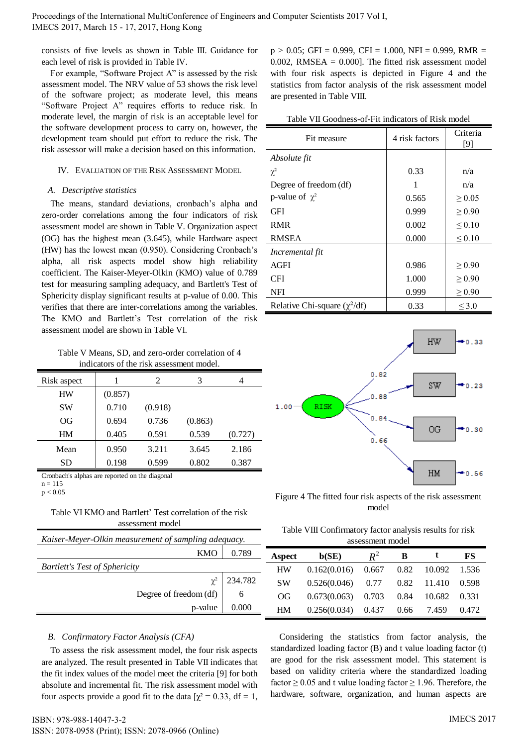consists of five levels as shown in Table III. Guidance for each level of risk is provided in Table IV.

For example, "Software Project A" is assessed by the risk assessment model. The NRV value of 53 shows the risk level of the software project; as moderate level, this means "Software Project A" requires efforts to reduce risk. In moderate level, the margin of risk is an acceptable level for the software development process to carry on, however, the development team should put effort to reduce the risk. The risk assessor will make a decision based on this information.

## IV. Evaluation of the Risk Assessment Model

### A. Descriptive statistics

The means, standard deviations, cronbach's alpha and zero-order correlations among the four indicators of risk assessment model are shown in Table V. Organization aspect (OG) has the highest mean (3.645), while Hardware aspect (HW) has the lowest mean (0.950). Considering Cronbach's alpha, all risk aspects model show high reliability coefficient. The Kaiser-Meyer-Olkin (KMO) value of 0.789 test for measuring sampling adequacy, and Bartlett's Test of Sphericity display significant results at p-value of 0.00. This verifies that there are inter-correlations among the variables. The KMO and Bartlett's Test correlation of the risk assessment model are shown in Table VI.

Table V Means, SD, and zero-order correlation of 4 indicators of the risk assessment model.

| Risk aspect | 1 | 2 | 3 | 4 |
|---|---|---|---|---|
| HW | (0.857) | | | |
| SW | 0.710 | (0.918) | | |
| OG | 0.694 | 0.736 | (0.863) | |
| HM | 0.405 | 0.591 | 0.539 | (0.727) |
| Mean | 0.950 | 3.211 | 3.645 | 2.186 |
| SD | 0.198 | 0.599 | 0.802 | 0.387 |

Cronbach's alphas are reported on the diagonal
n = 115
$p < 0.05$

Table VI KMO and Bartlett' Test correlation of the risk assessment model

| | |
|---|---|
| *Kaiser-Meyer-Olkin measurement of sampling adequacy.* | |
| KMO | 0.789 |
| *Bartlett's Test of Sphericity* | |
| $\chi^2$ | 234.782 |
| Degree of freedom (df) | 6 |
| p-value | 0.000 |

### B. Confirmatory Factor Analysis (CFA)

To assess the risk assessment model, the four risk aspects are analyzed. The result presented in Table VII indicates that the fit index values of the model meet the criteria [9] for both absolute and incremental fit. The risk assessment model with four aspects provide a good fit to the data [$\chi^2 = 0.33$, df = 1, $p > 0.05$; GFI = 0.999, CFI = 1.000, NFI = 0.999, RMR = 0.002, RMSEA = 0.000]. The fitted risk assessment model with four risk aspects is depicted in Figure 4 and the statistics from factor analysis of the risk assessment model are presented in Table VIII.

Table VII Goodness-of-Fit indicators of Risk model

| Fit measure | 4 risk factors | Criteria [9] |
|---|---|---|
| *Absolute fit* | | |
| $\chi^2$ | 0.33 | n/a |
| Degree of freedom (df) | 1 | n/a |
| p-value of $\chi^2$ | 0.565 | $\geq 0.05$ |
| GFI | 0.999 | $\geq 0.90$ |
| RMR | 0.002 | $\leq 0.10$ |
| RMSEA | 0.000 | $\leq 0.10$ |
| *Incremental fit* | | |
| AGFI | 0.986 | $\geq 0.90$ |
| CFI | 1.000 | $\geq 0.90$ |
| NFI | 0.999 | $\geq 0.90$ |
| Relative Chi-square ($\chi^2$/df) | 0.33 | $\leq 3.0$ |

1.00
RISK
0.82
0.88
0.84
0.66
HW
SW
OG
HM
0.33
0.23
0.30
0.56

Figure 4 The fitted four risk aspects of the risk assessment model

Table VIII Confirmatory factor analysis results for risk assessment model

| Aspect | b(SE) | $R^2$ | B | t | FS |
|---|---|---|---|---|---|
| HW | 0.162(0.016) | 0.667 | 0.82 | 10.092 | 1.536 |
| SW | 0.526(0.046) | 0.77 | 0.82 | 11.410 | 0.598 |
| OG | 0.673(0.063) | 0.703 | 0.84 | 10.682 | 0.331 |
| HM | 0.256(0.034) | 0.437 | 0.66 | 7.459 | 0.472 |

Considering the statistics from factor analysis, the standardized loading factor (B) and t value loading factor (t) are good for the risk assessment model. This statement is based on validity criteria where the standardized loading factor $\geq 0.05$ and t value loading factor $\geq 1.96$. Therefore, the hardware, software, organization, and human aspects are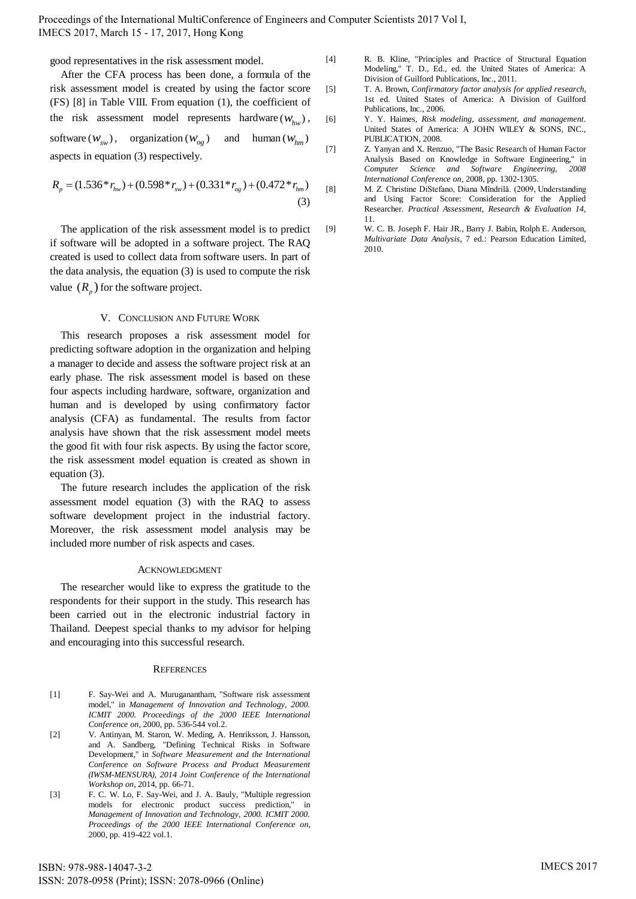good representatives in the risk assessment model.

After the CFA process has been done, a formula of the risk assessment model is created by using the factor score (FS) [8] in Table VIII. From equation (1), the coefficient of the risk assessment model represents hardware $(w_{hw})$, software $(w_{sw})$, organization $(w_{og})$ and human $(w_{hm})$ aspects in equation (3) respectively.

$$R_p = (1.536 * r_{hw}) + (0.598 * r_{sw}) + (0.331 * r_{og}) + (0.472 * r_{hm}) \quad (3)$$

The application of the risk assessment model is to predict if software will be adopted in a software project. The RAQ created is used to collect data from software users. In part of the data analysis, the equation (3) is used to compute the risk value $(R_p)$ for the software project.

## V. Conclusion and Future Work

This research proposes a risk assessment model for predicting software adoption in the organization and helping a manager to decide and assess the software project risk at an early phase. The risk assessment model is based on these four aspects including hardware, software, organization and human and is developed by using confirmatory factor analysis (CFA) as fundamental. The results from factor analysis have shown that the risk assessment model meets the good fit with four risk aspects. By using the factor score, the risk assessment model equation is created as shown in equation (3).

The future research includes the application of the risk assessment model equation (3) with the RAQ to assess software development project in the industrial factory. Moreover, the risk assessment model analysis may be included more number of risk aspects and cases.

## Acknowledgment

The researcher would like to express the gratitude to the respondents for their support in the study. This research has been carried out in the electronic industrial factory in Thailand. Deepest special thanks to my advisor for helping and encouraging into this successful research.

## References

[1] F. Say-Wei and A. Muruganantham, "Software risk assessment model," in *Management of Innovation and Technology, 2000. ICMIT 2000. Proceedings of the 2000 IEEE International Conference on*, 2000, pp. 536-544 vol.2.

[2] V. Antinyan, M. Staron, W. Meding, A. Henriksson, J. Hansson, and A. Sandberg, "Defining Technical Risks in Software Development," in *Software Measurement and the International Conference on Software Process and Product Measurement (IWSM-MENSURA), 2014 Joint Conference of the International Workshop on*, 2014, pp. 66-71.

[3] F. C. W. Lo, F. Say-Wei, and J. A. Bauly, "Multiple regression models for electronic product success prediction," in *Management of Innovation and Technology, 2000. ICMIT 2000. Proceedings of the 2000 IEEE International Conference on*, 2000, pp. 419-422 vol.1.

[4] R. B. Kline, "Principles and Practice of Structural Equation Modeling," T. D., Ed., ed. the United States of America: A Division of Guilford Publications, Inc., 2011.

[5] T. A. Brown, *Confirmatory factor analysis for applied research*, 1st ed. United States of America: A Division of Guilford Publications, Inc., 2006.

[6] Y. Y. Haimes, *Risk modeling, assessment, and management*. United States of America: A JOHN WILEY & SONS, INC., PUBLICATION, 2008.

[7] Z. Yanyan and X. Renzuo, "The Basic Research of Human Factor Analysis Based on Knowledge in Software Engineering," in *Computer Science and Software Engineering, 2008 International Conference on*, 2008, pp. 1302-1305.

[8] M. Z. Christine DiStefano, Diana Mîndrilă. (2009, Understanding and Using Factor Score: Consideration for the Applied Researcher. *Practical Assessment, Research & Evaluation 14*, 11.

[9] W. C. B. Joseph F. Hair JR., Barry J. Babin, Rolph E. Anderson, *Multivariate Data Analysis*, 7 ed.: Pearson Education Limited, 2010.